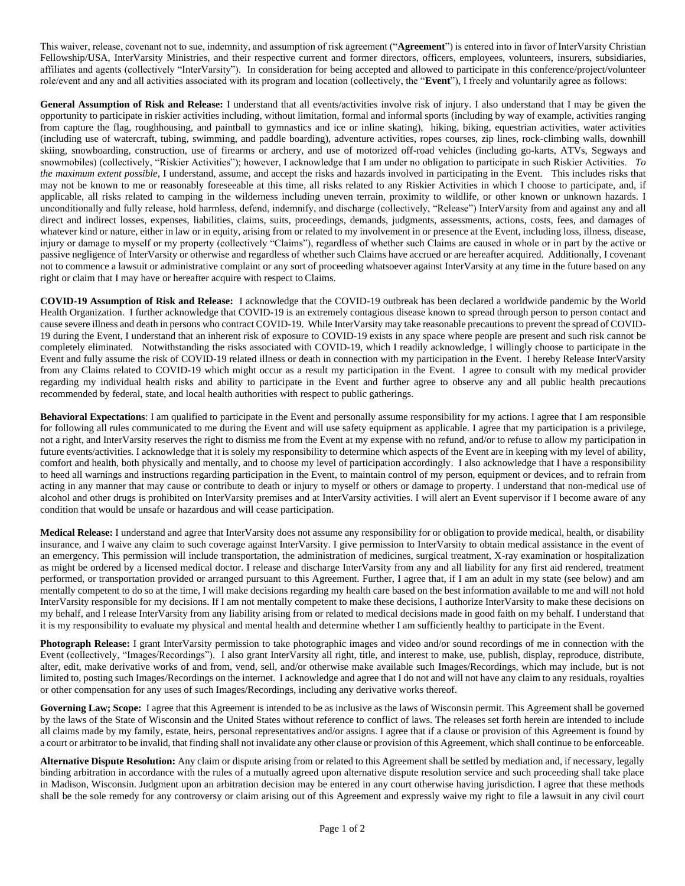This waiver, release, covenant not to sue, indemnity, and assumption of risk agreement ("**Agreement**") is entered into in favor of InterVarsity Christian Fellowship/USA, InterVarsity Ministries, and their respective current and former directors, officers, employees, volunteers, insurers, subsidiaries, affiliates and agents (collectively "InterVarsity"). In consideration for being accepted and allowed to participate in this conference/project/volunteer role/event and any and all activities associated with its program and location (collectively, the "**Event**"), I freely and voluntarily agree as follows:

**General Assumption of Risk and Release:** I understand that all events/activities involve risk of injury. I also understand that I may be given the opportunity to participate in riskier activities including, without limitation, formal and informal sports (including by way of example, activities ranging from capture the flag, roughhousing, and paintball to gymnastics and ice or inline skating), hiking, biking, equestrian activities, water activities (including use of watercraft, tubing, swimming, and paddle boarding), adventure activities, ropes courses, zip lines, rock-climbing walls, downhill skiing, snowboarding, construction, use of firearms or archery, and use of motorized off-road vehicles (including go-karts, ATVs, Segways and snowmobiles) (collectively, "Riskier Activities"); however, I acknowledge that I am under no obligation to participate in such Riskier Activities. *To the maximum extent possible*, I understand, assume, and accept the risks and hazards involved in participating in the Event. This includes risks that may not be known to me or reasonably foreseeable at this time, all risks related to any Riskier Activities in which I choose to participate, and, if applicable, all risks related to camping in the wilderness including uneven terrain, proximity to wildlife, or other known or unknown hazards. I unconditionally and fully release, hold harmless, defend, indemnify, and discharge (collectively, "Release") InterVarsity from and against any and all direct and indirect losses, expenses, liabilities, claims, suits, proceedings, demands, judgments, assessments, actions, costs, fees, and damages of whatever kind or nature, either in law or in equity, arising from or related to my involvement in or presence at the Event, including loss, illness, disease, injury or damage to myself or my property (collectively "Claims"), regardless of whether such Claims are caused in whole or in part by the active or passive negligence of InterVarsity or otherwise and regardless of whether such Claims have accrued or are hereafter acquired. Additionally, I covenant not to commence a lawsuit or administrative complaint or any sort of proceeding whatsoever against InterVarsity at any time in the future based on any right or claim that I may have or hereafter acquire with respect to Claims.

**COVID-19 Assumption of Risk and Release:** I acknowledge that the COVID-19 outbreak has been declared a worldwide pandemic by the World Health Organization. I further acknowledge that COVID-19 is an extremely contagious disease known to spread through person to person contact and cause severe illness and death in persons who contract COVID-19. While InterVarsity may take reasonable precautions to prevent the spread of COVID-19 during the Event, I understand that an inherent risk of exposure to COVID-19 exists in any space where people are present and such risk cannot be completely eliminated. Notwithstanding the risks associated with COVID-19, which I readily acknowledge, I willingly choose to participate in the Event and fully assume the risk of COVID-19 related illness or death in connection with my participation in the Event. I hereby Release InterVarsity from any Claims related to COVID-19 which might occur as a result my participation in the Event. I agree to consult with my medical provider regarding my individual health risks and ability to participate in the Event and further agree to observe any and all public health precautions recommended by federal, state, and local health authorities with respect to public gatherings.

**Behavioral Expectations**: I am qualified to participate in the Event and personally assume responsibility for my actions. I agree that I am responsible for following all rules communicated to me during the Event and will use safety equipment as applicable. I agree that my participation is a privilege, not a right, and InterVarsity reserves the right to dismiss me from the Event at my expense with no refund, and/or to refuse to allow my participation in future events/activities. I acknowledge that it is solely my responsibility to determine which aspects of the Event are in keeping with my level of ability, comfort and health, both physically and mentally, and to choose my level of participation accordingly. I also acknowledge that I have a responsibility to heed all warnings and instructions regarding participation in the Event, to maintain control of my person, equipment or devices, and to refrain from acting in any manner that may cause or contribute to death or injury to myself or others or damage to property. I understand that non-medical use of alcohol and other drugs is prohibited on InterVarsity premises and at InterVarsity activities. I will alert an Event supervisor if I become aware of any condition that would be unsafe or hazardous and will cease participation.

**Medical Release:** I understand and agree that InterVarsity does not assume any responsibility for or obligation to provide medical, health, or disability insurance, and I waive any claim to such coverage against InterVarsity. I give permission to InterVarsity to obtain medical assistance in the event of an emergency. This permission will include transportation, the administration of medicines, surgical treatment, X-ray examination or hospitalization as might be ordered by a licensed medical doctor. I release and discharge InterVarsity from any and all liability for any first aid rendered, treatment performed, or transportation provided or arranged pursuant to this Agreement. Further, I agree that, if I am an adult in my state (see below) and am mentally competent to do so at the time, I will make decisions regarding my health care based on the best information available to me and will not hold InterVarsity responsible for my decisions. If I am not mentally competent to make these decisions, I authorize InterVarsity to make these decisions on my behalf, and I release InterVarsity from any liability arising from or related to medical decisions made in good faith on my behalf. I understand that it is my responsibility to evaluate my physical and mental health and determine whether I am sufficiently healthy to participate in the Event.

**Photograph Release:** I grant InterVarsity permission to take photographic images and video and/or sound recordings of me in connection with the Event (collectively, "Images/Recordings"). I also grant InterVarsity all right, title, and interest to make, use, publish, display, reproduce, distribute, alter, edit, make derivative works of and from, vend, sell, and/or otherwise make available such Images/Recordings, which may include, but is not limited to, posting such Images/Recordings on the internet. I acknowledge and agree that I do not and will not have any claim to any residuals, royalties or other compensation for any uses of such Images/Recordings, including any derivative works thereof.

**Governing Law; Scope:** I agree that this Agreement is intended to be as inclusive as the laws of Wisconsin permit. This Agreement shall be governed by the laws of the State of Wisconsin and the United States without reference to conflict of laws. The releases set forth herein are intended to include all claims made by my family, estate, heirs, personal representatives and/or assigns. I agree that if a clause or provision of this Agreement is found by a court or arbitrator to be invalid, that finding shall not invalidate any other clause or provision of this Agreement, which shall continue to be enforceable.

**Alternative Dispute Resolution:** Any claim or dispute arising from or related to this Agreement shall be settled by mediation and, if necessary, legally binding arbitration in accordance with the rules of a mutually agreed upon alternative dispute resolution service and such proceeding shall take place in Madison, Wisconsin. Judgment upon an arbitration decision may be entered in any court otherwise having jurisdiction. I agree that these methods shall be the sole remedy for any controversy or claim arising out of this Agreement and expressly waive my right to file a lawsuit in any civil court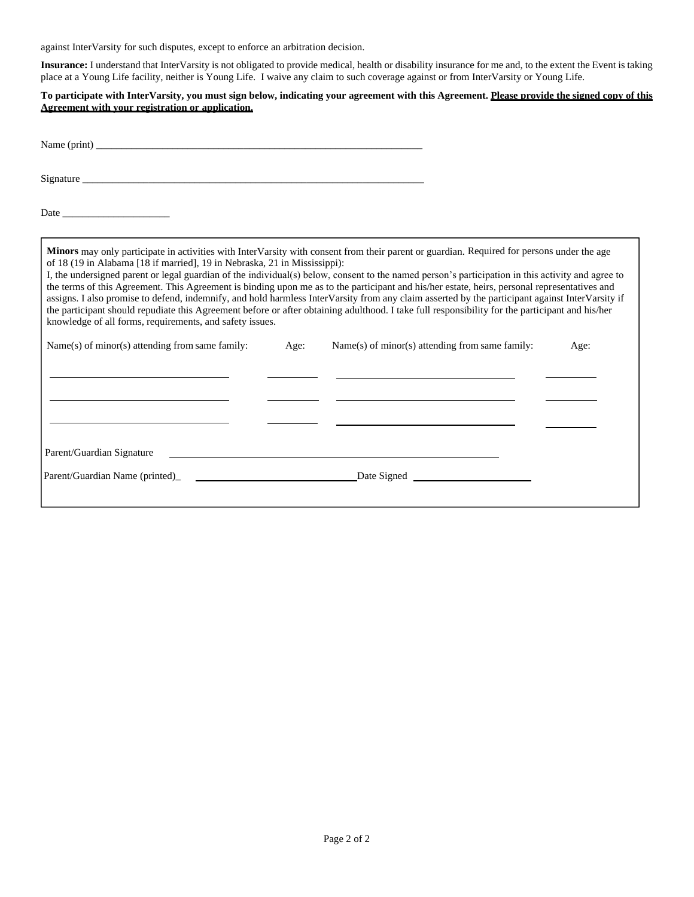against InterVarsity for such disputes, except to enforce an arbitration decision.

**Insurance:** I understand that InterVarsity is not obligated to provide medical, health or disability insurance for me and, to the extent the Event is taking place at a Young Life facility, neither is Young Life. I waive any claim to such coverage against or from InterVarsity or Young Life.

**To participate with InterVarsity, you must sign below, indicating your agreement with this Agreement. <u>Please provide the signed copy of this Agreement with your registration or application.</u>**

Name (print) ________________________________________________________________

Signature __________________________________________________________________

Date ____________________

**Minors** may only participate in activities with InterVarsity with consent from their parent or guardian. Required for persons under the age of 18 (19 in Alabama [18 if married], 19 in Nebraska, 21 in Mississippi):
I, the undersigned parent or legal guardian of the individual(s) below, consent to the named person's participation in this activity and agree to the terms of this Agreement. This Agreement is binding upon me as to the participant and his/her estate, heirs, personal representatives and assigns. I also promise to defend, indemnify, and hold harmless InterVarsity from any claim asserted by the participant against InterVarsity if the participant should repudiate this Agreement before or after obtaining adulthood. I take full responsibility for the participant and his/her knowledge of all forms, requirements, and safety issues.

| Name(s) of minor(s) attending from same family: | Age: | Name(s) of minor(s) attending from same family: | Age: |
|---|---|---|---|
| | | | |
| | | | |
| | | | |

Parent/Guardian Signature ________________________________________________

Parent/Guardian Name (printed)_ ______________________________ Date Signed ______________________